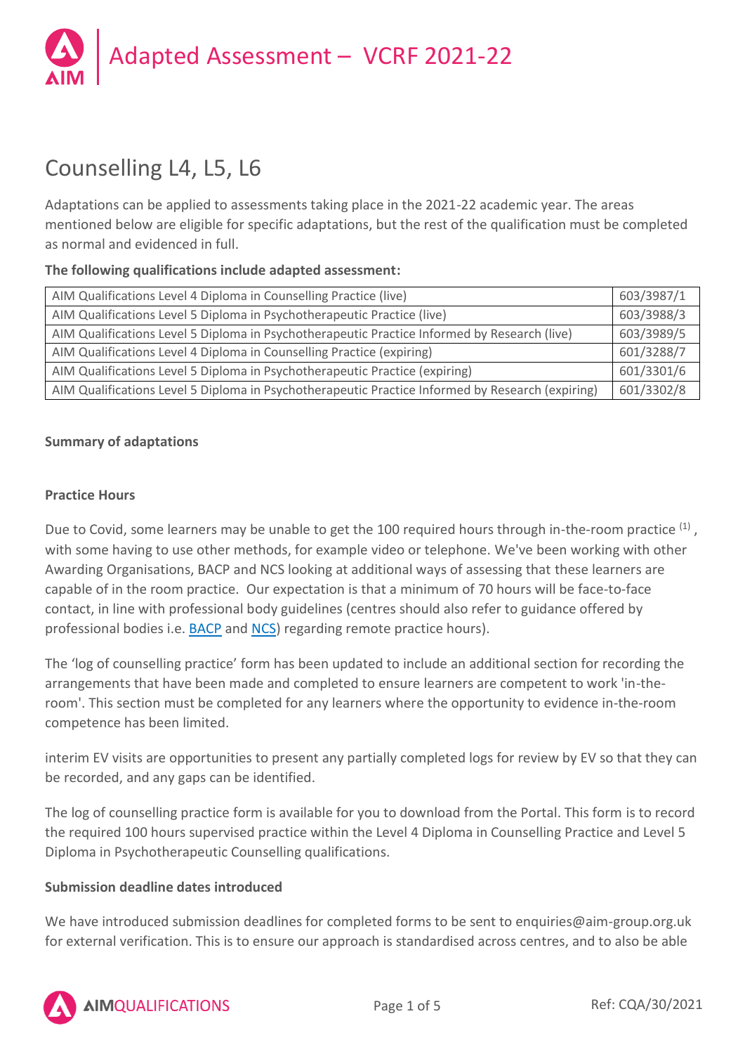# Adapted Assessment – VCRF 2021-22

## Counselling L4, L5, L6

Adaptations can be applied to assessments taking place in the 2021-22 academic year. The areas mentioned below are eligible for specific adaptations, but the rest of the qualification must be completed as normal and evidenced in full.

**The following qualifications include adapted assessment:**

| | |
|---|---|
| AIM Qualifications Level 4 Diploma in Counselling Practice (live) | 603/3987/1 |
| AIM Qualifications Level 5 Diploma in Psychotherapeutic Practice (live) | 603/3988/3 |
| AIM Qualifications Level 5 Diploma in Psychotherapeutic Practice Informed by Research (live) | 603/3989/5 |
| AIM Qualifications Level 4 Diploma in Counselling Practice (expiring) | 601/3288/7 |
| AIM Qualifications Level 5 Diploma in Psychotherapeutic Practice (expiring) | 601/3301/6 |
| AIM Qualifications Level 5 Diploma in Psychotherapeutic Practice Informed by Research (expiring) | 601/3302/8 |

**Summary of adaptations**

**Practice Hours**

Due to Covid, some learners may be unable to get the 100 required hours through in-the-room practice [(1)], with some having to use other methods, for example video or telephone. We've been working with other Awarding Organisations, BACP and NCS looking at additional ways of assessing that these learners are capable of in the room practice. Our expectation is that a minimum of 70 hours will be face-to-face contact, in line with professional body guidelines (centres should also refer to guidance offered by professional bodies i.e. BACP and NCS) regarding remote practice hours).

The 'log of counselling practice' form has been updated to include an additional section for recording the arrangements that have been made and completed to ensure learners are competent to work 'in-the-room'. This section must be completed for any learners where the opportunity to evidence in-the-room competence has been limited.

interim EV visits are opportunities to present any partially completed logs for review by EV so that they can be recorded, and any gaps can be identified.

The log of counselling practice form is available for you to download from the Portal. This form is to record the required 100 hours supervised practice within the Level 4 Diploma in Counselling Practice and Level 5 Diploma in Psychotherapeutic Counselling qualifications.

**Submission deadline dates introduced**

We have introduced submission deadlines for completed forms to be sent to enquiries@aim-group.org.uk for external verification. This is to ensure our approach is standardised across centres, and to also be able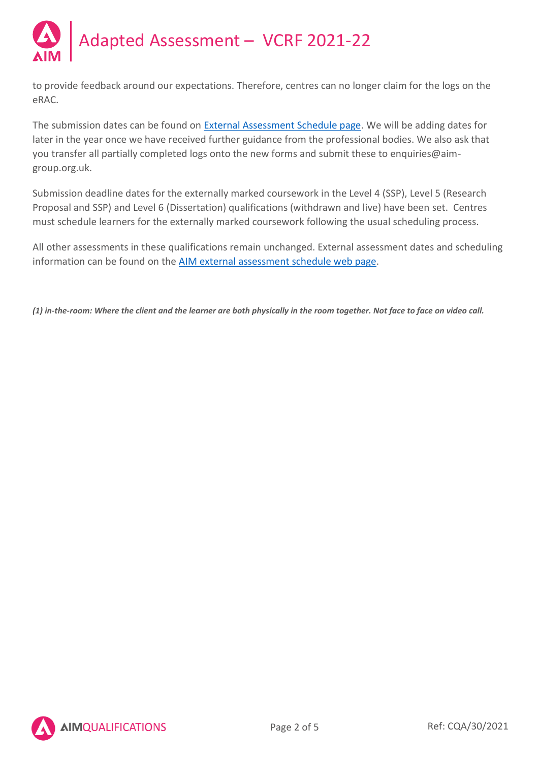to provide feedback around our expectations. Therefore, centres can no longer claim for the logs on the eRAC.

The submission dates can be found on [External Assessment Schedule page](). We will be adding dates for later in the year once we have received further guidance from the professional bodies. We also ask that you transfer all partially completed logs onto the new forms and submit these to enquiries@aim-group.org.uk.

Submission deadline dates for the externally marked coursework in the Level 4 (SSP), Level 5 (Research Proposal and SSP) and Level 6 (Dissertation) qualifications (withdrawn and live) have been set. Centres must schedule learners for the externally marked coursework following the usual scheduling process.

All other assessments in these qualifications remain unchanged. External assessment dates and scheduling information can be found on the [AIM external assessment schedule web page]().

***(1) in-the-room: Where the client and the learner are both physically in the room together. Not face to face on video call.***